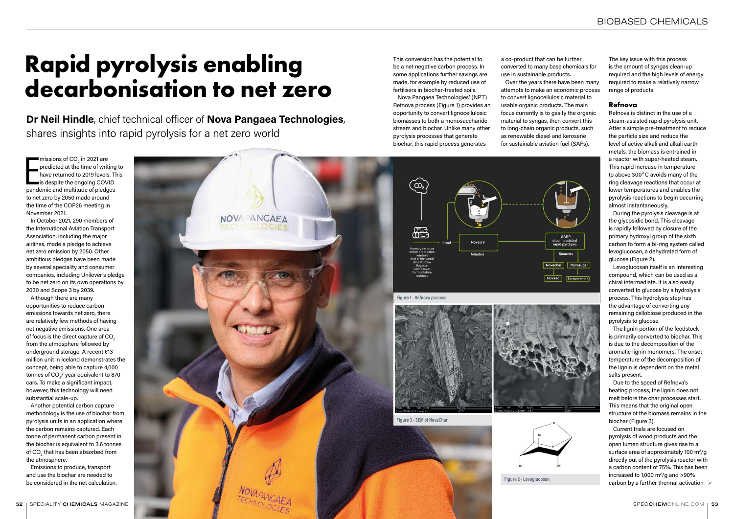# Rapid pyrolysis enabling decarbonisation to net zero

**Dr Neil Hindle**, chief technical officer of **Nova Pangaea Technologies**, shares insights into rapid pyrolysis for a net zero world

Emissions of $CO_2$ in 2021 are predicted at the time of writing to have returned to 2019 levels. This is despite the ongoing COVID pandemic and multitude of pledges to net zero by 2050 made around the time of the COP26 meeting in November 2021.

In October 2021, 290 members of the International Aviation Transport Association, including the major airlines, made a pledge to achieve net zero emission by 2050. Other ambitious pledges have been made by several speciality and consumer companies, including Unilever's pledge to be net zero on its own operations by 2030 and Scope 3 by 2039.

Although there are many opportunities to reduce carbon emissions towards net zero, there are relatively few methods of having net negative emissions. One area of focus is the direct capture of $CO_2$ from the atmosphere followed by underground storage. A recent €13 million unit in Iceland demonstrates the concept, being able to capture 4,000 tonnes of $CO_2$/ year equivalent to 870 cars. To make a significant impact, however, this technology will need substantial scale-up.

Another potential carbon capture methodology is the use of biochar from pyrolysis units in an application where the carbon remains captured. Each tonne of permanent carbon present in the biochar is equivalent to 3.6 tonnes of $CO_2$ that has been absorbed from the atmosphere.

Emissions to produce, transport and use the biochar are needed to be considered in the net calculation.

This conversion has the potential to be a net negative carbon process. In some applications further savings are made, for example by reduced use of fertilisers in biochar-treated soils.

Nova Pangaea Technologies' (NPT) Refnova process (Figure 1) provides an opportunity to convert lignocellulosic biomasses to both a monosaccharide stream and biochar. Unlike many other pyrolysis processes that generate biochar, this rapid process generates a co-product that can be further converted to many base chemicals for use in sustainable products.

Over the years there have been many attempts to make an economic process to convert lignocellulosic material to usable organic products. The main focus currently is to gasify the organic material to syngas, then convert this to long-chain organic products, such as renewable diesel and kerosene for sustainable aviation fuel (SAFs).

The key issue with this process is the amount of syngas clean-up required and the high levels of energy required to make a relatively narrow range of products.

Figure 1 - Refnova process

Figure 3 - SEM of NovaChar

Figure 2 - Levoglucosan

## Refnova

Refnova is distinct in the use of a steam-assisted rapid pyrolysis unit. After a simple pre-treatment to reduce the particle size and reduce the level of active alkali and alkali earth metals, the biomass is entrained in a reactor with super-heated steam. This rapid increase in temperature to above 300°C avoids many of the ring cleavage reactions that occur at lower temperatures and enables the pyrolysis reactions to begin occurring almost instantaneously.

During the pyrolysis cleavage is at the glycosidic bond. This cleavage is rapidly followed by closure of the primary hydroxyl group of the sixth carbon to form a bi-ring system called levoglucosan, a dehydrated form of glucose (Figure 2).

Levoglucosan itself is an interesting compound, which can be used as a chiral intermediate. It is also easily converted to glucose by a hydrolysis process. This hydrolysis step has the advantage of converting any remaining cellobiose produced in the pyrolysis to glucose.

The lignin portion of the feedstock is primarily converted to biochar. This is due to the decomposition of the aromatic lignin monomers. The onset temperature of the decomposition of the lignin is dependent on the metal salts present.

Due to the speed of Refnova's heating process, the lignin does not melt before the char processes start. This means that the original open structure of the biomass remains in the biochar (Figure 3).

Current trials are focused on pyrolysis of wood products and the open lumen structure gives rise to a surface area of approximately 100 $m^2$/g directly out of the pyrolysis reactor with a carbon content of 75%. This has been increased to 1,000 $m^2$/g and >90% carbon by a further thermal activation.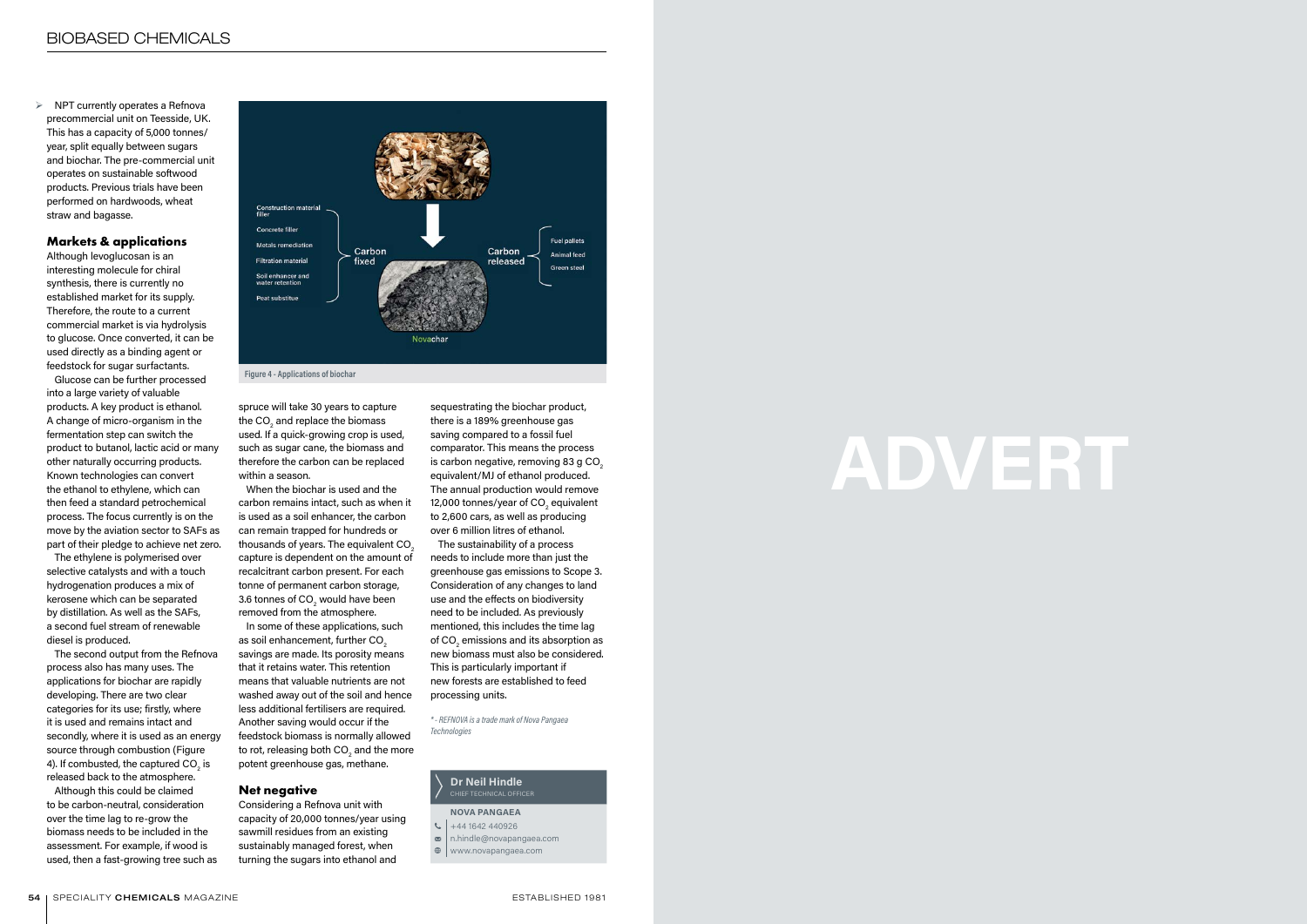NPT currently operates a Refnova precommercial unit on Teesside, UK. This has a capacity of 5,000 tonnes/year, split equally between sugars and biochar. The pre-commercial unit operates on sustainable softwood products. Previous trials have been performed on hardwoods, wheat straw and bagasse.

## Markets & applications

Although levoglucosan is an interesting molecule for chiral synthesis, there is currently no established market for its supply. Therefore, the route to a current commercial market is via hydrolysis to glucose. Once converted, it can be used directly as a binding agent or feedstock for sugar surfactants.

Glucose can be further processed into a large variety of valuable products. A key product is ethanol. A change of micro-organism in the fermentation step can switch the product to butanol, lactic acid or many other naturally occurring products. Known technologies can convert the ethanol to ethylene, which can then feed a standard petrochemical process. The focus currently is on the move by the aviation sector to SAFs as part of their pledge to achieve net zero.

The ethylene is polymerised over selective catalysts and with a touch hydrogenation produces a mix of kerosene which can be separated by distillation. As well as the SAFs, a second fuel stream of renewable diesel is produced.

The second output from the Refnova process also has many uses. The applications for biochar are rapidly developing. There are two clear categories for its use; firstly, where it is used and remains intact and secondly, where it is used as an energy source through combustion (Figure 4). If combusted, the captured $CO_2$ is released back to the atmosphere.

Although this could be claimed to be carbon-neutral, consideration over the time lag to re-grow the biomass needs to be included in the assessment. For example, if wood is used, then a fast-growing tree such as spruce will take 30 years to capture the $CO_2$ and replace the biomass used. If a quick-growing crop is used, such as sugar cane, the biomass and therefore the carbon can be replaced within a season.

Construction material filler

Concrete filler

Metals remediation

Filtration material

Soil enhancer and water retention

Peat substitue

Carbon fixed

Carbon released

Fuel pallets

Animal feed

Green steel

Novachar

Figure 4 - Applications of biochar

When the biochar is used and the carbon remains intact, such as when it is used as a soil enhancer, the carbon can remain trapped for hundreds or thousands of years. The equivalent $CO_2$ capture is dependent on the amount of recalcitrant carbon present. For each tonne of permanent carbon storage, 3.6 tonnes of $CO_2$ would have been removed from the atmosphere.

In some of these applications, such as soil enhancement, further $CO_2$ savings are made. Its porosity means that it retains water. This retention means that valuable nutrients are not washed away out of the soil and hence less additional fertilisers are required. Another saving would occur if the feedstock biomass is normally allowed to rot, releasing both $CO_2$ and the more potent greenhouse gas, methane.

## Net negative

Considering a Refnova unit with capacity of 20,000 tonnes/year using sawmill residues from an existing sustainably managed forest, when turning the sugars into ethanol and sequestrating the biochar product, there is a 189% greenhouse gas saving compared to a fossil fuel comparator. This means the process is carbon negative, removing 83 g $CO_2$ equivalent/MJ of ethanol produced. The annual production would remove 12,000 tonnes/year of $CO_2$ equivalent to 2,600 cars, as well as producing over 6 million litres of ethanol.

The sustainability of a process needs to include more than just the greenhouse gas emissions to Scope 3. Consideration of any changes to land use and the effects on biodiversity need to be included. As previously mentioned, this includes the time lag of $CO_2$ emissions and its absorption as new biomass must also be considered. This is particularly important if new forests are established to feed processing units.

*\* - REFNOVA is a trade mark of Nova Pangaea Technologies*

**Dr Neil Hindle**
CHIEF TECHNICAL OFFICER

**NOVA PANGAEA**
+44 1642 440926
n.hindle@novapangaea.com
www.novapangaea.com

ADVERT